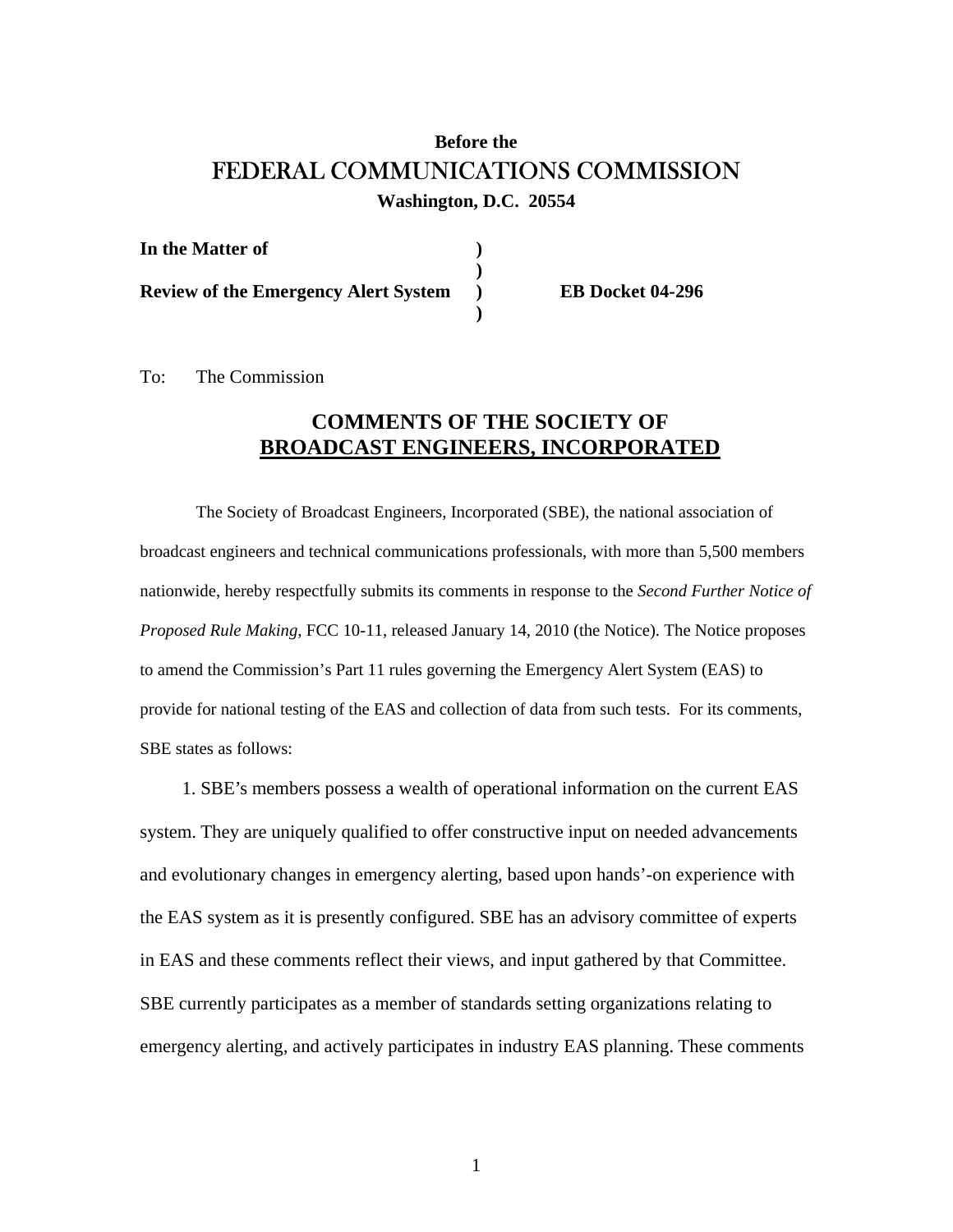**Before the**

# FEDERAL COMMUNICATIONS COMMISSION

**Washington, D.C. 20554**

| | | |
|---|---|---|
| **In the Matter of** | **)** | |
| | **)** | |
| **Review of the Emergency Alert System** | **)** | **EB Docket 04-296** |
| | **)** | |

To: The Commission

## COMMENTS OF THE SOCIETY OF BROADCAST ENGINEERS, INCORPORATED

The Society of Broadcast Engineers, Incorporated (SBE), the national association of broadcast engineers and technical communications professionals, with more than 5,500 members nationwide, hereby respectfully submits its comments in response to the *Second Further Notice of Proposed Rule Making,* FCC 10-11, released January 14, 2010 (the Notice). The Notice proposes to amend the Commission's Part 11 rules governing the Emergency Alert System (EAS) to provide for national testing of the EAS and collection of data from such tests. For its comments, SBE states as follows:

1. SBE's members possess a wealth of operational information on the current EAS system. They are uniquely qualified to offer constructive input on needed advancements and evolutionary changes in emergency alerting, based upon hands'-on experience with the EAS system as it is presently configured. SBE has an advisory committee of experts in EAS and these comments reflect their views, and input gathered by that Committee. SBE currently participates as a member of standards setting organizations relating to emergency alerting, and actively participates in industry EAS planning. These comments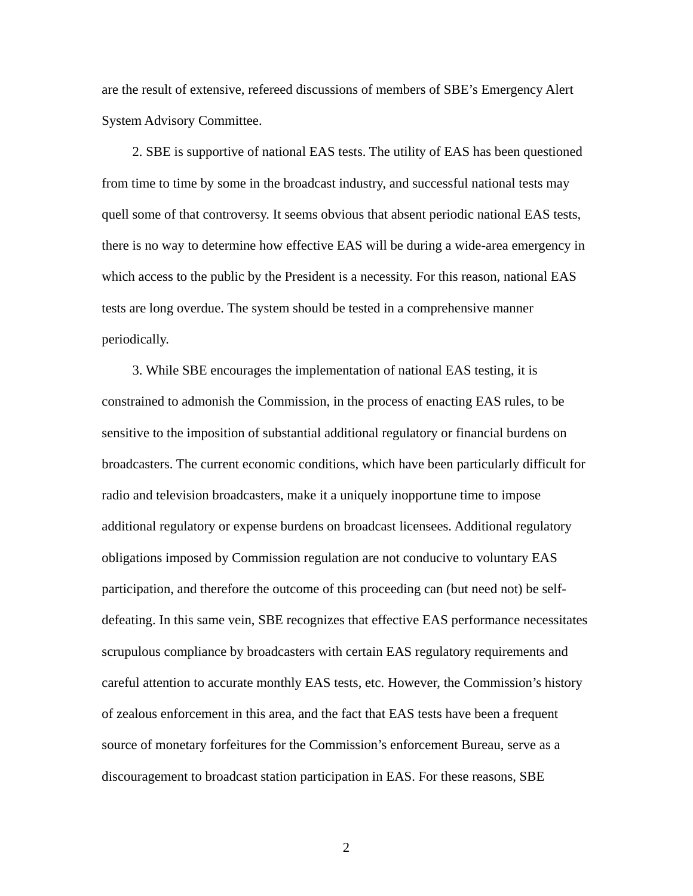are the result of extensive, refereed discussions of members of SBE's Emergency Alert System Advisory Committee.

2. SBE is supportive of national EAS tests. The utility of EAS has been questioned from time to time by some in the broadcast industry, and successful national tests may quell some of that controversy. It seems obvious that absent periodic national EAS tests, there is no way to determine how effective EAS will be during a wide-area emergency in which access to the public by the President is a necessity. For this reason, national EAS tests are long overdue. The system should be tested in a comprehensive manner periodically.

3. While SBE encourages the implementation of national EAS testing, it is constrained to admonish the Commission, in the process of enacting EAS rules, to be sensitive to the imposition of substantial additional regulatory or financial burdens on broadcasters. The current economic conditions, which have been particularly difficult for radio and television broadcasters, make it a uniquely inopportune time to impose additional regulatory or expense burdens on broadcast licensees. Additional regulatory obligations imposed by Commission regulation are not conducive to voluntary EAS participation, and therefore the outcome of this proceeding can (but need not) be self-defeating. In this same vein, SBE recognizes that effective EAS performance necessitates scrupulous compliance by broadcasters with certain EAS regulatory requirements and careful attention to accurate monthly EAS tests, etc. However, the Commission's history of zealous enforcement in this area, and the fact that EAS tests have been a frequent source of monetary forfeitures for the Commission's enforcement Bureau, serve as a discouragement to broadcast station participation in EAS. For these reasons, SBE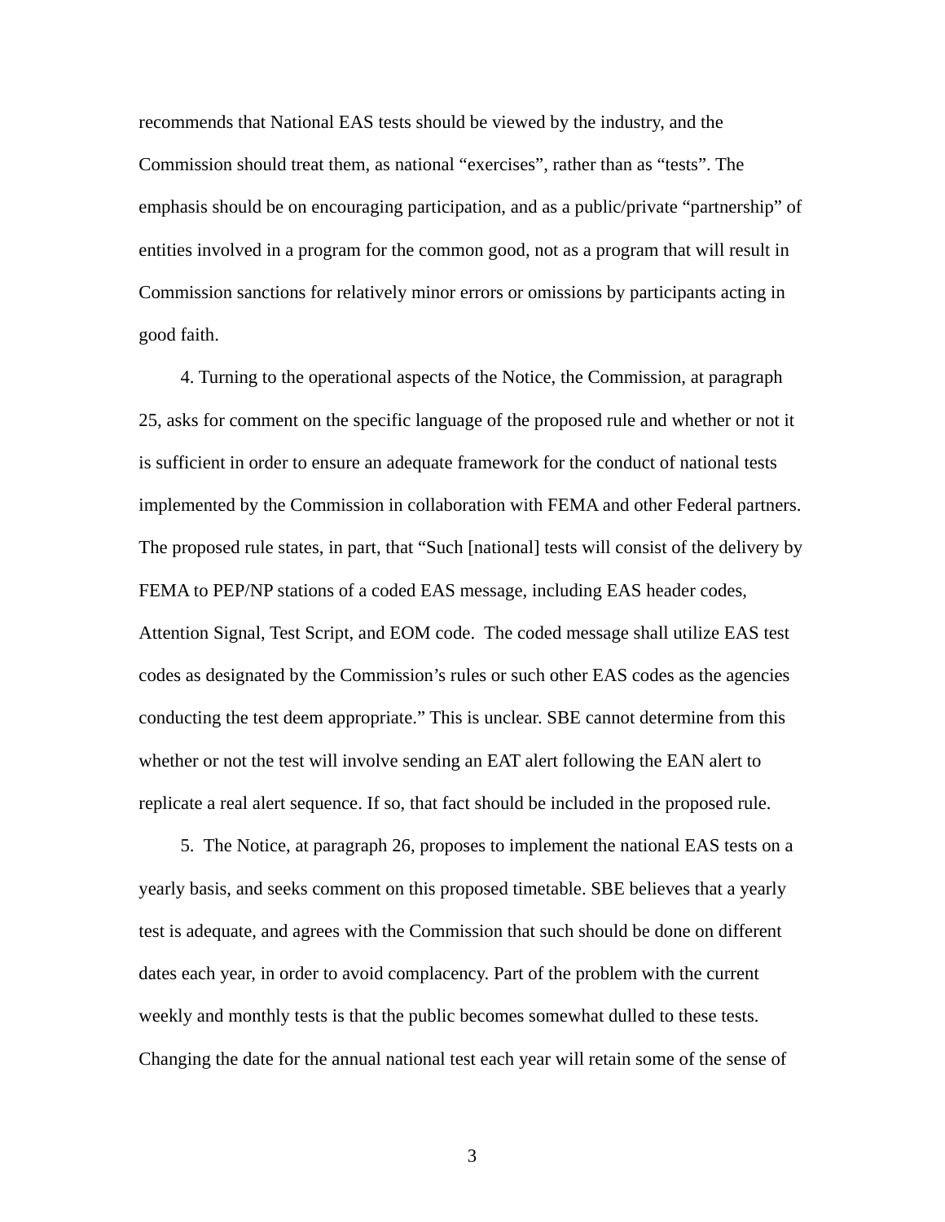recommends that National EAS tests should be viewed by the industry, and the Commission should treat them, as national "exercises", rather than as "tests". The emphasis should be on encouraging participation, and as a public/private "partnership" of entities involved in a program for the common good, not as a program that will result in Commission sanctions for relatively minor errors or omissions by participants acting in good faith.

4. Turning to the operational aspects of the Notice, the Commission, at paragraph 25, asks for comment on the specific language of the proposed rule and whether or not it is sufficient in order to ensure an adequate framework for the conduct of national tests implemented by the Commission in collaboration with FEMA and other Federal partners. The proposed rule states, in part, that "Such [national] tests will consist of the delivery by FEMA to PEP/NP stations of a coded EAS message, including EAS header codes, Attention Signal, Test Script, and EOM code. The coded message shall utilize EAS test codes as designated by the Commission's rules or such other EAS codes as the agencies conducting the test deem appropriate." This is unclear. SBE cannot determine from this whether or not the test will involve sending an EAT alert following the EAN alert to replicate a real alert sequence. If so, that fact should be included in the proposed rule.

5. The Notice, at paragraph 26, proposes to implement the national EAS tests on a yearly basis, and seeks comment on this proposed timetable. SBE believes that a yearly test is adequate, and agrees with the Commission that such should be done on different dates each year, in order to avoid complacency. Part of the problem with the current weekly and monthly tests is that the public becomes somewhat dulled to these tests. Changing the date for the annual national test each year will retain some of the sense of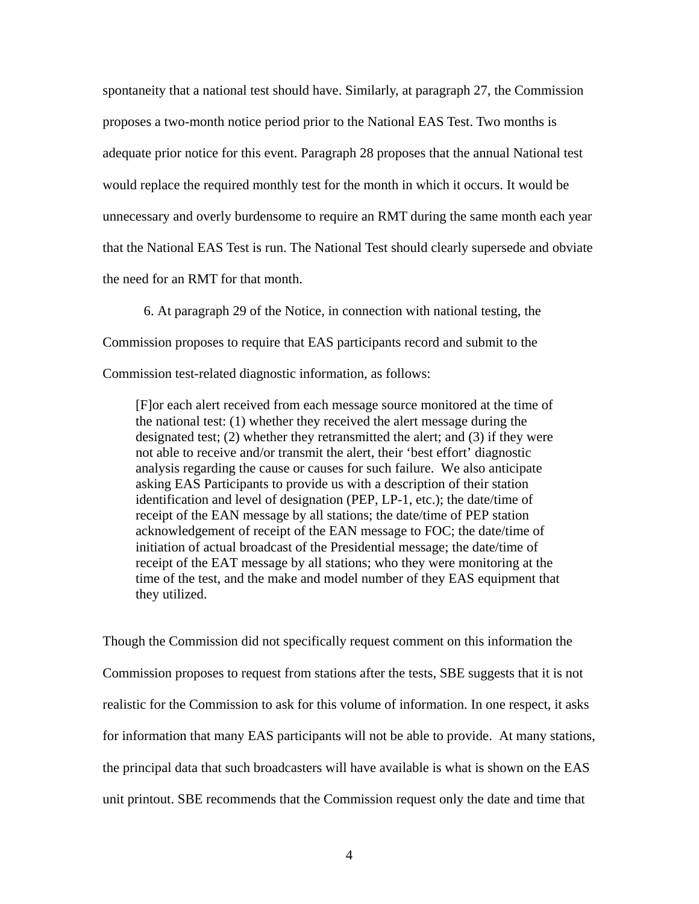spontaneity that a national test should have. Similarly, at paragraph 27, the Commission proposes a two-month notice period prior to the National EAS Test. Two months is adequate prior notice for this event. Paragraph 28 proposes that the annual National test would replace the required monthly test for the month in which it occurs. It would be unnecessary and overly burdensome to require an RMT during the same month each year that the National EAS Test is run. The National Test should clearly supersede and obviate the need for an RMT for that month.

6. At paragraph 29 of the Notice, in connection with national testing, the Commission proposes to require that EAS participants record and submit to the Commission test-related diagnostic information, as follows:

> [F]or each alert received from each message source monitored at the time of the national test: (1) whether they received the alert message during the designated test; (2) whether they retransmitted the alert; and (3) if they were not able to receive and/or transmit the alert, their 'best effort' diagnostic analysis regarding the cause or causes for such failure. We also anticipate asking EAS Participants to provide us with a description of their station identification and level of designation (PEP, LP-1, etc.); the date/time of receipt of the EAN message by all stations; the date/time of PEP station acknowledgement of receipt of the EAN message to FOC; the date/time of initiation of actual broadcast of the Presidential message; the date/time of receipt of the EAT message by all stations; who they were monitoring at the time of the test, and the make and model number of they EAS equipment that they utilized.

Though the Commission did not specifically request comment on this information the Commission proposes to request from stations after the tests, SBE suggests that it is not realistic for the Commission to ask for this volume of information. In one respect, it asks for information that many EAS participants will not be able to provide. At many stations, the principal data that such broadcasters will have available is what is shown on the EAS unit printout. SBE recommends that the Commission request only the date and time that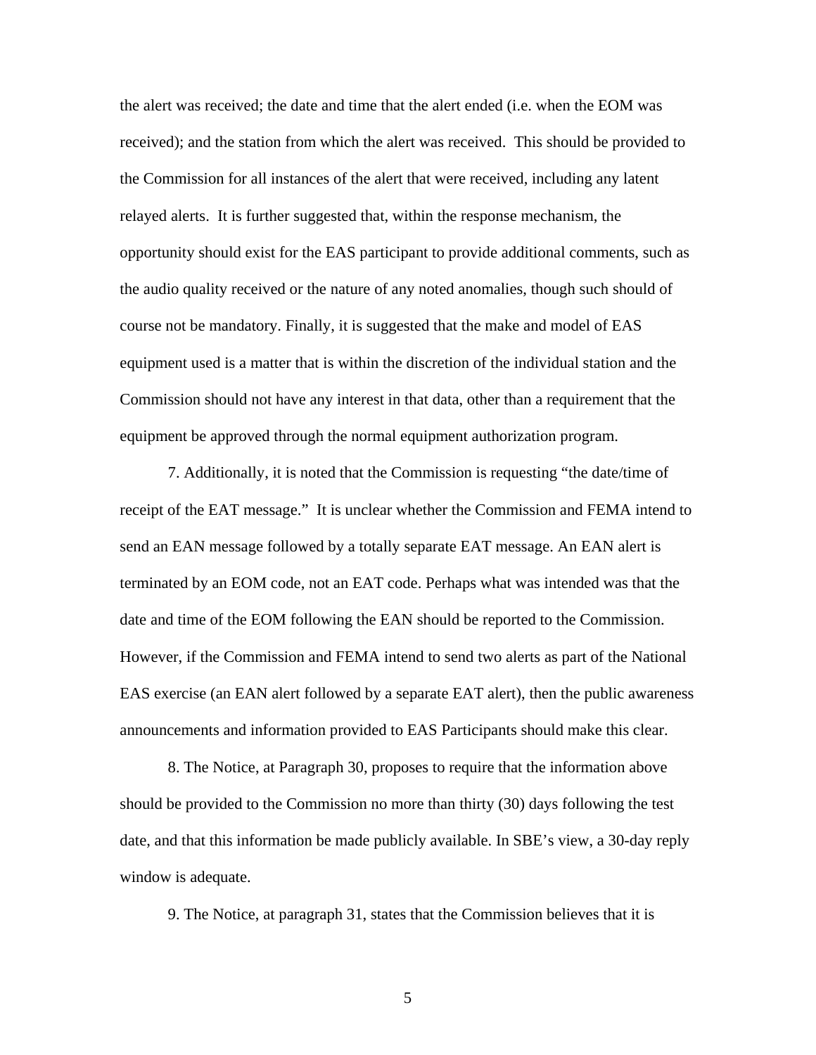the alert was received; the date and time that the alert ended (i.e. when the EOM was received); and the station from which the alert was received. This should be provided to the Commission for all instances of the alert that were received, including any latent relayed alerts. It is further suggested that, within the response mechanism, the opportunity should exist for the EAS participant to provide additional comments, such as the audio quality received or the nature of any noted anomalies, though such should of course not be mandatory. Finally, it is suggested that the make and model of EAS equipment used is a matter that is within the discretion of the individual station and the Commission should not have any interest in that data, other than a requirement that the equipment be approved through the normal equipment authorization program.

7. Additionally, it is noted that the Commission is requesting "the date/time of receipt of the EAT message." It is unclear whether the Commission and FEMA intend to send an EAN message followed by a totally separate EAT message. An EAN alert is terminated by an EOM code, not an EAT code. Perhaps what was intended was that the date and time of the EOM following the EAN should be reported to the Commission. However, if the Commission and FEMA intend to send two alerts as part of the National EAS exercise (an EAN alert followed by a separate EAT alert), then the public awareness announcements and information provided to EAS Participants should make this clear.

8. The Notice, at Paragraph 30, proposes to require that the information above should be provided to the Commission no more than thirty (30) days following the test date, and that this information be made publicly available. In SBE's view, a 30-day reply window is adequate.

9. The Notice, at paragraph 31, states that the Commission believes that it is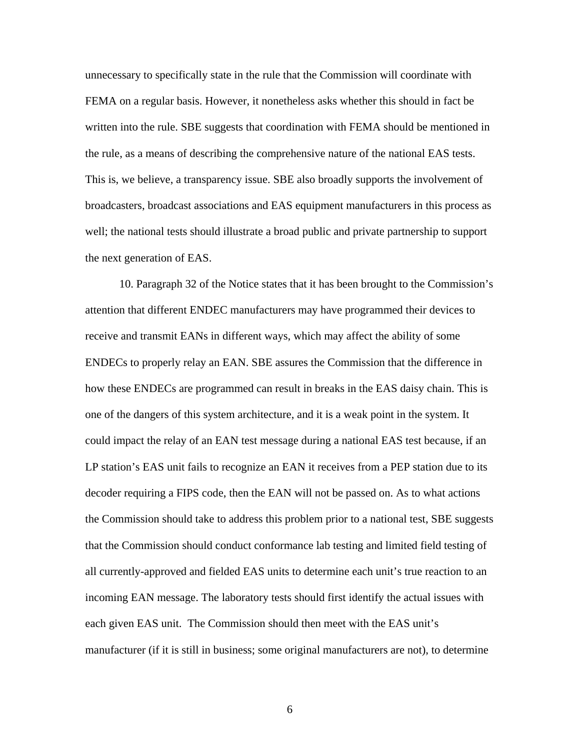unnecessary to specifically state in the rule that the Commission will coordinate with FEMA on a regular basis. However, it nonetheless asks whether this should in fact be written into the rule. SBE suggests that coordination with FEMA should be mentioned in the rule, as a means of describing the comprehensive nature of the national EAS tests. This is, we believe, a transparency issue. SBE also broadly supports the involvement of broadcasters, broadcast associations and EAS equipment manufacturers in this process as well; the national tests should illustrate a broad public and private partnership to support the next generation of EAS.

10. Paragraph 32 of the Notice states that it has been brought to the Commission's attention that different ENDEC manufacturers may have programmed their devices to receive and transmit EANs in different ways, which may affect the ability of some ENDECs to properly relay an EAN. SBE assures the Commission that the difference in how these ENDECs are programmed can result in breaks in the EAS daisy chain. This is one of the dangers of this system architecture, and it is a weak point in the system. It could impact the relay of an EAN test message during a national EAS test because, if an LP station's EAS unit fails to recognize an EAN it receives from a PEP station due to its decoder requiring a FIPS code, then the EAN will not be passed on. As to what actions the Commission should take to address this problem prior to a national test, SBE suggests that the Commission should conduct conformance lab testing and limited field testing of all currently-approved and fielded EAS units to determine each unit's true reaction to an incoming EAN message. The laboratory tests should first identify the actual issues with each given EAS unit. The Commission should then meet with the EAS unit's manufacturer (if it is still in business; some original manufacturers are not), to determine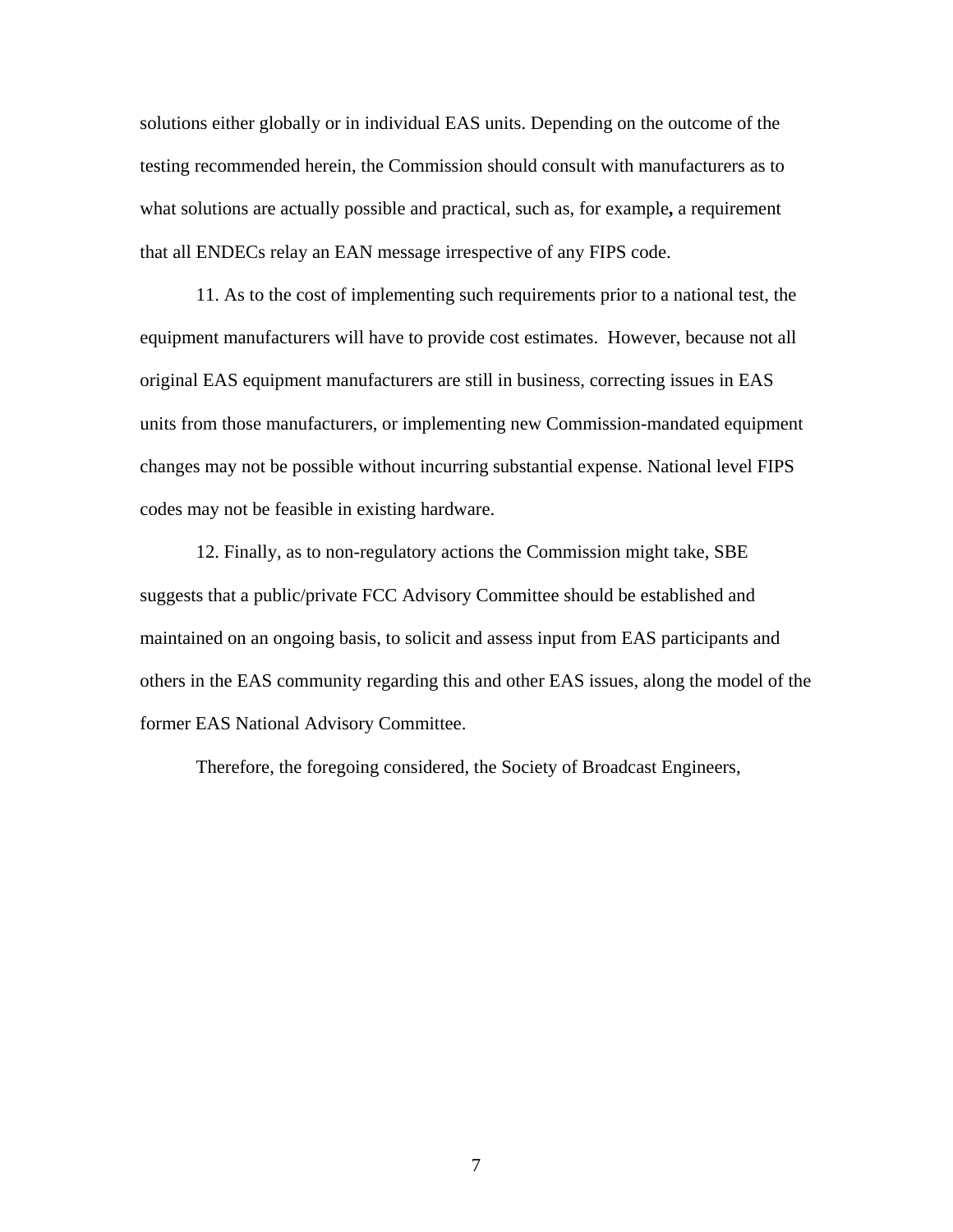solutions either globally or in individual EAS units. Depending on the outcome of the testing recommended herein, the Commission should consult with manufacturers as to what solutions are actually possible and practical, such as, for example**,** a requirement that all ENDECs relay an EAN message irrespective of any FIPS code.

11. As to the cost of implementing such requirements prior to a national test, the equipment manufacturers will have to provide cost estimates. However, because not all original EAS equipment manufacturers are still in business, correcting issues in EAS units from those manufacturers, or implementing new Commission-mandated equipment changes may not be possible without incurring substantial expense. National level FIPS codes may not be feasible in existing hardware.

12. Finally, as to non-regulatory actions the Commission might take, SBE suggests that a public/private FCC Advisory Committee should be established and maintained on an ongoing basis, to solicit and assess input from EAS participants and others in the EAS community regarding this and other EAS issues, along the model of the former EAS National Advisory Committee.

Therefore, the foregoing considered, the Society of Broadcast Engineers,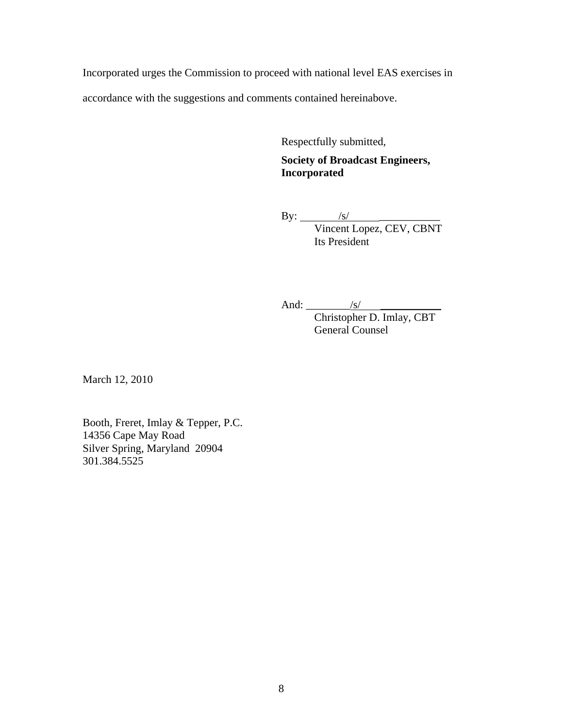Incorporated urges the Commission to proceed with national level EAS exercises in accordance with the suggestions and comments contained hereinabove.

Respectfully submitted,

**Society of Broadcast Engineers, Incorporated**

By: /s/
Vincent Lopez, CEV, CBNT
Its President

And: /s/
Christopher D. Imlay, CBT
General Counsel

March 12, 2010

Booth, Freret, Imlay & Tepper, P.C.
14356 Cape May Road
Silver Spring, Maryland 20904
301.384.5525